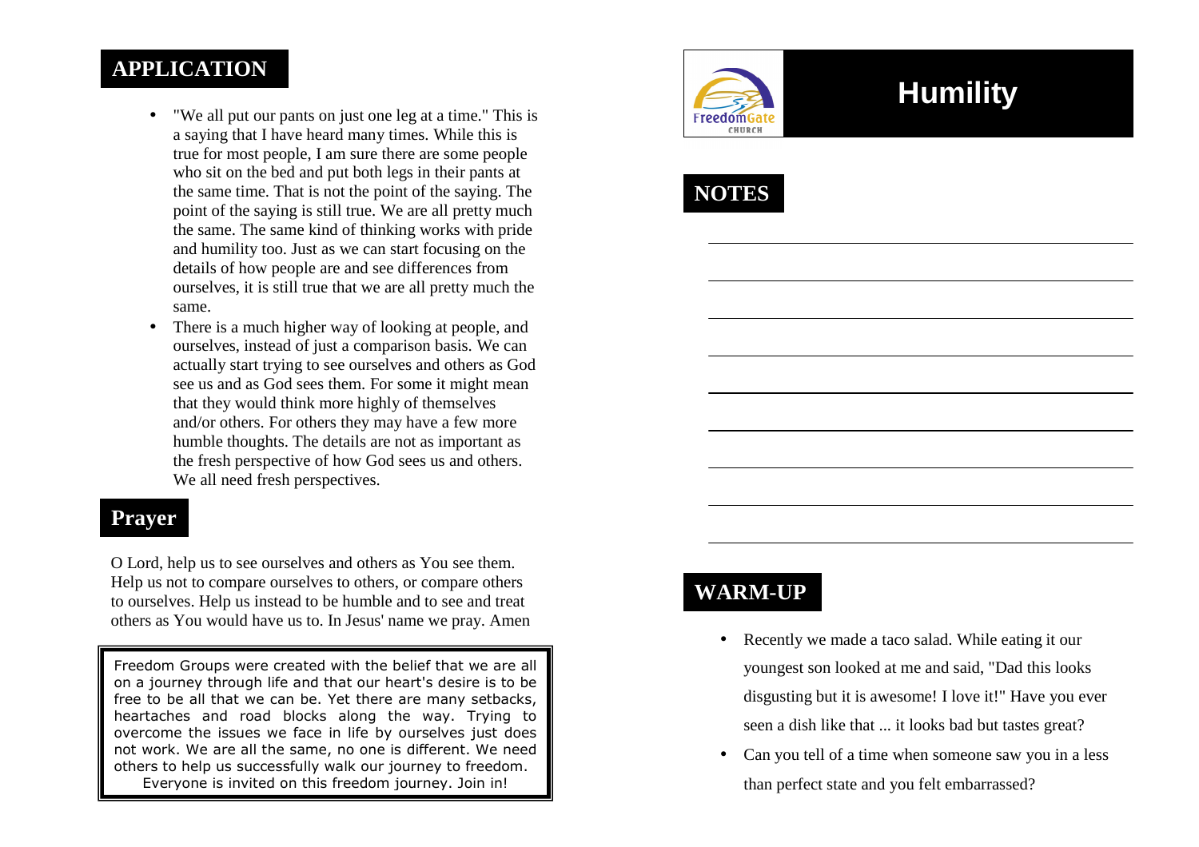## APPLICATION

- "We all put our pants on just one leg at a time." This is a saying that I have heard many times. While this is true for most people, I am sure there are some people who sit on the bed and put both legs in their pants at the same time. That is not the point of the saying. The point of the saying is still true. We are all pretty much the same. The same kind of thinking works with pride and humility too. Just as we can start focusing on the details of how people are and see differences from ourselves, it is still true that we are all pretty much the same.
- There is a much higher way of looking at people, and ourselves, instead of just a comparison basis. We can actually start trying to see ourselves and others as God see us and as God sees them. For some it might mean that they would think more highly of themselves and/or others. For others they may have a few more humble thoughts. The details are not as important as the fresh perspective of how God sees us and others. We all need fresh perspectives.

## Prayer

O Lord, help us to see ourselves and others as You see them. Help us not to compare ourselves to others, or compare others to ourselves. Help us instead to be humble and to see and treat others as You would have us to. In Jesus' name we pray. Amen

Freedom Groups were created with the belief that we are all on a journey through life and that our heart's desire is to be free to be all that we can be. Yet there are many setbacks, heartaches and road blocks along the way. Trying to overcome the issues we face in life by ourselves just does not work. We are all the same, no one is different. We need others to help us successfully walk our journey to freedom. Everyone is invited on this freedom journey. Join in!

FreedomGate CHURCH

# Humility

## NOTES

______________________________

______________________________

______________________________

______________________________

______________________________

______________________________

______________________________

______________________________

## WARM-UP

- Recently we made a taco salad. While eating it our youngest son looked at me and said, "Dad this looks disgusting but it is awesome! I love it!" Have you ever seen a dish like that ... it looks bad but tastes great?
- Can you tell of a time when someone saw you in a less than perfect state and you felt embarrassed?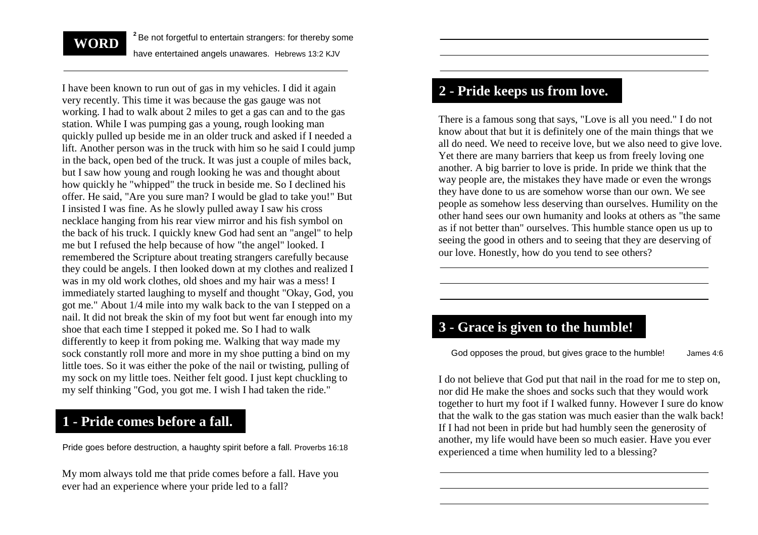**WORD**

[2] Be not forgetful to entertain strangers: for thereby some have entertained angels unawares. Hebrews 13:2 KJV

I have been known to run out of gas in my vehicles. I did it again very recently. This time it was because the gas gauge was not working. I had to walk about 2 miles to get a gas can and to the gas station. While I was pumping gas a young, rough looking man quickly pulled up beside me in an older truck and asked if I needed a lift. Another person was in the truck with him so he said I could jump in the back, open bed of the truck. It was just a couple of miles back, but I saw how young and rough looking he was and thought about how quickly he "whipped" the truck in beside me. So I declined his offer. He said, "Are you sure man? I would be glad to take you!" But I insisted I was fine. As he slowly pulled away I saw his cross necklace hanging from his rear view mirror and his fish symbol on the back of his truck. I quickly knew God had sent an "angel" to help me but I refused the help because of how "the angel" looked. I remembered the Scripture about treating strangers carefully because they could be angels. I then looked down at my clothes and realized I was in my old work clothes, old shoes and my hair was a mess! I immediately started laughing to myself and thought "Okay, God, you got me." About 1/4 mile into my walk back to the van I stepped on a nail. It did not break the skin of my foot but went far enough into my shoe that each time I stepped it poked me. So I had to walk differently to keep it from poking me. Walking that way made my sock constantly roll more and more in my shoe putting a bind on my little toes. So it was either the poke of the nail or twisting, pulling of my sock on my little toes. Neither felt good. I just kept chuckling to my self thinking "God, you got me. I wish I had taken the ride."

## 1 - Pride comes before a fall.

Pride goes before destruction, a haughty spirit before a fall. Proverbs 16:18

My mom always told me that pride comes before a fall. Have you ever had an experience where your pride led to a fall?

## 2 - Pride keeps us from love.

There is a famous song that says, "Love is all you need." I do not know about that but it is definitely one of the main things that we all do need. We need to receive love, but we also need to give love. Yet there are many barriers that keep us from freely loving one another. A big barrier to love is pride. In pride we think that the way people are, the mistakes they have made or even the wrongs they have done to us are somehow worse than our own. We see people as somehow less deserving than ourselves. Humility on the other hand sees our own humanity and looks at others as "the same as if not better than" ourselves. This humble stance open us up to seeing the good in others and to seeing that they are deserving of our love. Honestly, how do you tend to see others?

## 3 - Grace is given to the humble!

God opposes the proud, but gives grace to the humble! James 4:6

I do not believe that God put that nail in the road for me to step on, nor did He make the shoes and socks such that they would work together to hurt my foot if I walked funny. However I sure do know that the walk to the gas station was much easier than the walk back! If I had not been in pride but had humbly seen the generosity of another, my life would have been so much easier. Have you ever experienced a time when humility led to a blessing?